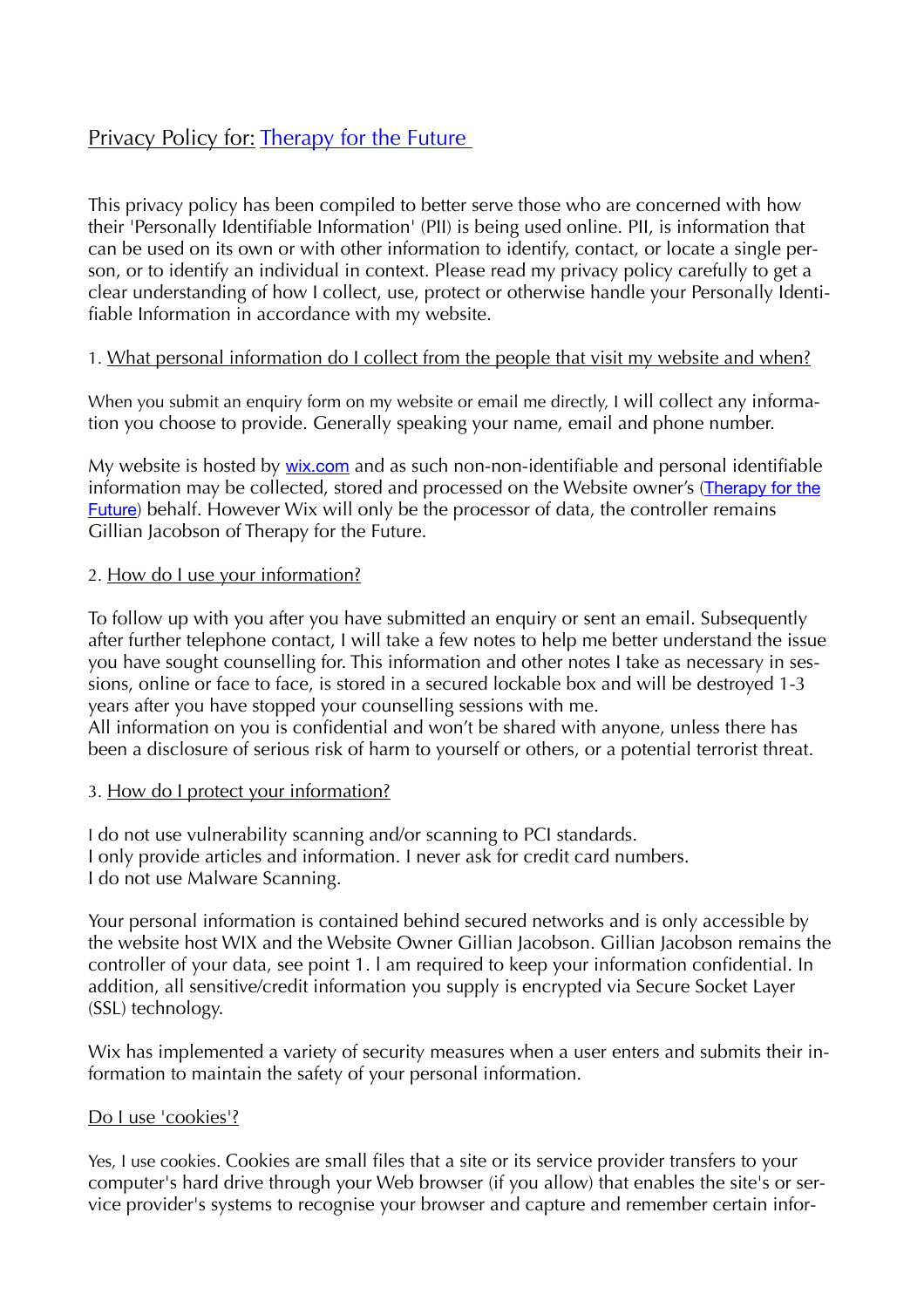# Privacy Policy for: Therapy for the Future

This privacy policy has been compiled to better serve those who are concerned with how their 'Personally Identifiable Information' (PII) is being used online. PII, is information that can be used on its own or with other information to identify, contact, or locate a single person, or to identify an individual in context. Please read my privacy policy carefully to get a clear understanding of how I collect, use, protect or otherwise handle your Personally Identifiable Information in accordance with my website.

## 1. What personal information do I collect from the people that visit my website and when?

When you submit an enquiry form on my website or email me directly, I will collect any information you choose to provide. Generally speaking your name, email and phone number.

My website is hosted by wix.com and as such non-non-identifiable and personal identifiable information may be collected, stored and processed on the Website owner's (Therapy for the Future) behalf. However Wix will only be the processor of data, the controller remains Gillian Jacobson of Therapy for the Future.

## 2. How do I use your information?

To follow up with you after you have submitted an enquiry or sent an email. Subsequently after further telephone contact, I will take a few notes to help me better understand the issue you have sought counselling for. This information and other notes I take as necessary in sessions, online or face to face, is stored in a secured lockable box and will be destroyed 1-3 years after you have stopped your counselling sessions with me.
All information on you is confidential and won't be shared with anyone, unless there has been a disclosure of serious risk of harm to yourself or others, or a potential terrorist threat.

## 3. How do I protect your information?

I do not use vulnerability scanning and/or scanning to PCI standards.
I only provide articles and information. I never ask for credit card numbers.
I do not use Malware Scanning.

Your personal information is contained behind secured networks and is only accessible by the website host WIX and the Website Owner Gillian Jacobson. Gillian Jacobson remains the controller of your data, see point 1. l am required to keep your information confidential. In addition, all sensitive/credit information you supply is encrypted via Secure Socket Layer (SSL) technology.

Wix has implemented a variety of security measures when a user enters and submits their information to maintain the safety of your personal information.

## Do I use 'cookies'?

Yes, I use cookies. Cookies are small files that a site or its service provider transfers to your computer's hard drive through your Web browser (if you allow) that enables the site's or service provider's systems to recognise your browser and capture and remember certain infor-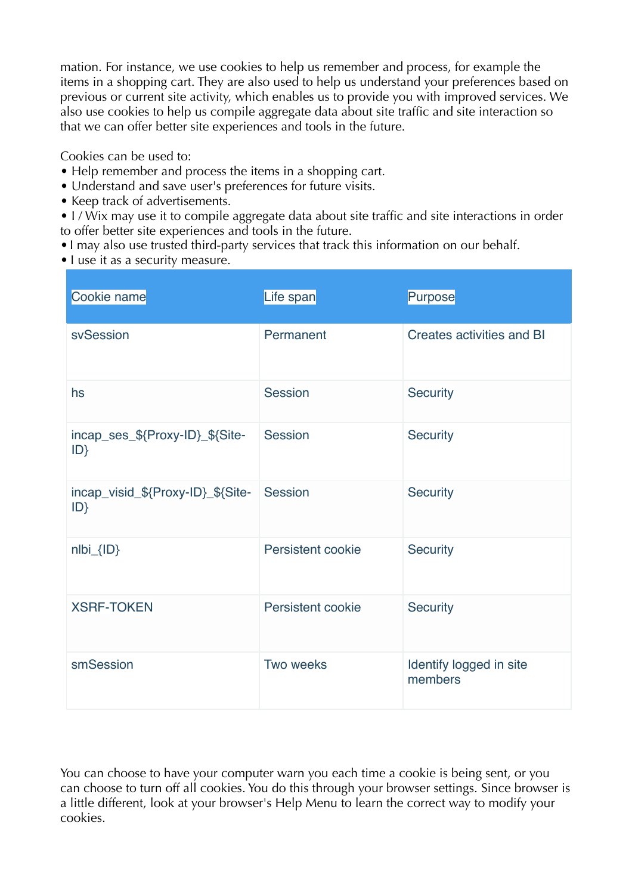mation. For instance, we use cookies to help us remember and process, for example the items in a shopping cart. They are also used to help us understand your preferences based on previous or current site activity, which enables us to provide you with improved services. We also use cookies to help us compile aggregate data about site traffic and site interaction so that we can offer better site experiences and tools in the future.

Cookies can be used to:
- Help remember and process the items in a shopping cart.
- Understand and save user's preferences for future visits.
- Keep track of advertisements.
- I / Wix may use it to compile aggregate data about site traffic and site interactions in order to offer better site experiences and tools in the future.
- I may also use trusted third-party services that track this information on our behalf.
- I use it as a security measure.

| Cookie name | Life span | Purpose |
| --- | --- | --- |
| svSession | Permanent | Creates activities and BI |
| hs | Session | Security |
| incap_ses_${Proxy-ID}_${Site-ID} | Session | Security |
| incap_visid_${Proxy-ID}_${Site-ID} | Session | Security |
| nlbi_{ID} | Persistent cookie | Security |
| XSRF-TOKEN | Persistent cookie | Security |
| smSession | Two weeks | Identify logged in site members |

You can choose to have your computer warn you each time a cookie is being sent, or you can choose to turn off all cookies. You do this through your browser settings. Since browser is a little different, look at your browser's Help Menu to learn the correct way to modify your cookies.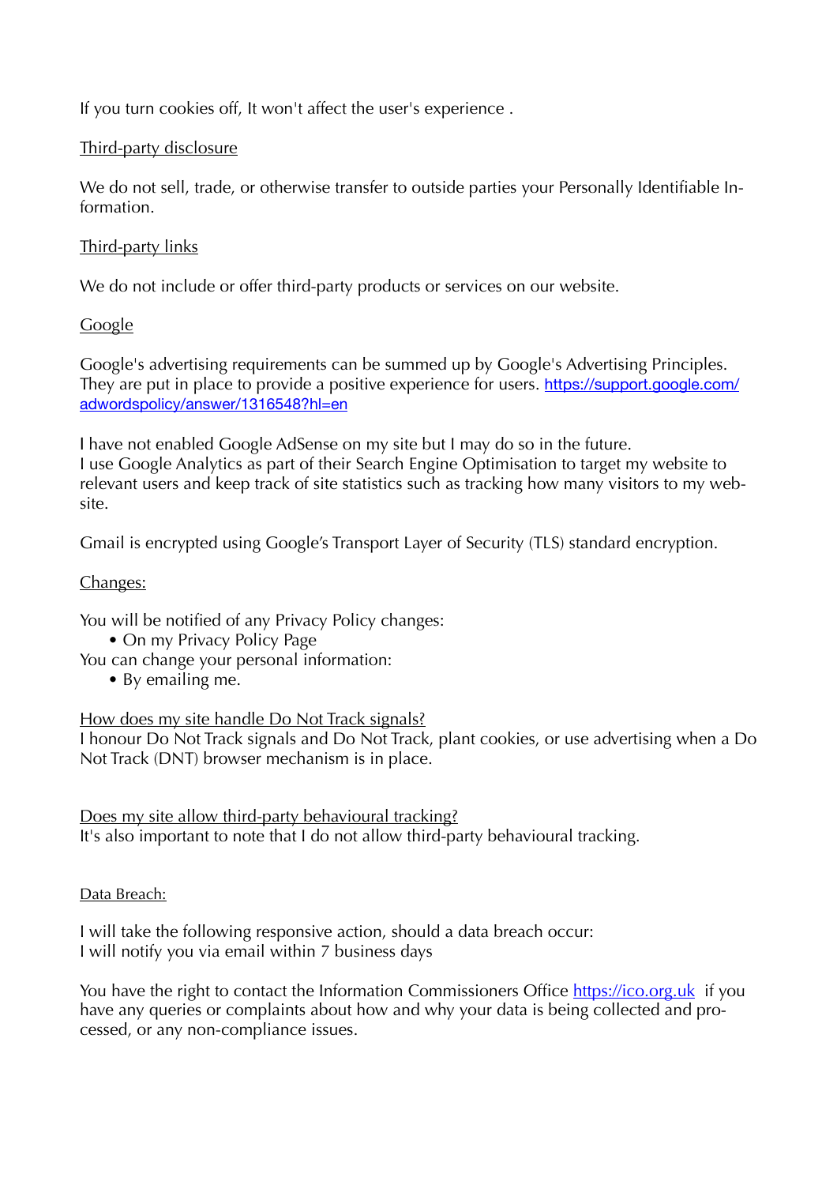If you turn cookies off, It won't affect the user's experience .

Third-party disclosure

We do not sell, trade, or otherwise transfer to outside parties your Personally Identifiable Information.

Third-party links

We do not include or offer third-party products or services on our website.

Google

Google's advertising requirements can be summed up by Google's Advertising Principles. They are put in place to provide a positive experience for users. [https://support.google.com/adwordspolicy/answer/1316548?hl=en](https://support.google.com/adwordspolicy/answer/1316548?hl=en)

I have not enabled Google AdSense on my site but I may do so in the future.
I use Google Analytics as part of their Search Engine Optimisation to target my website to relevant users and keep track of site statistics such as tracking how many visitors to my website.

Gmail is encrypted using Google's Transport Layer of Security (TLS) standard encryption.

Changes:

You will be notified of any Privacy Policy changes:

- On my Privacy Policy Page

You can change your personal information:

- By emailing me.

How does my site handle Do Not Track signals?
I honour Do Not Track signals and Do Not Track, plant cookies, or use advertising when a Do Not Track (DNT) browser mechanism is in place.

Does my site allow third-party behavioural tracking?
It's also important to note that I do not allow third-party behavioural tracking.

Data Breach:

I will take the following responsive action, should a data breach occur:
I will notify you via email within 7 business days

You have the right to contact the Information Commissioners Office [https://ico.org.uk](https://ico.org.uk) if you have any queries or complaints about how and why your data is being collected and processed, or any non-compliance issues.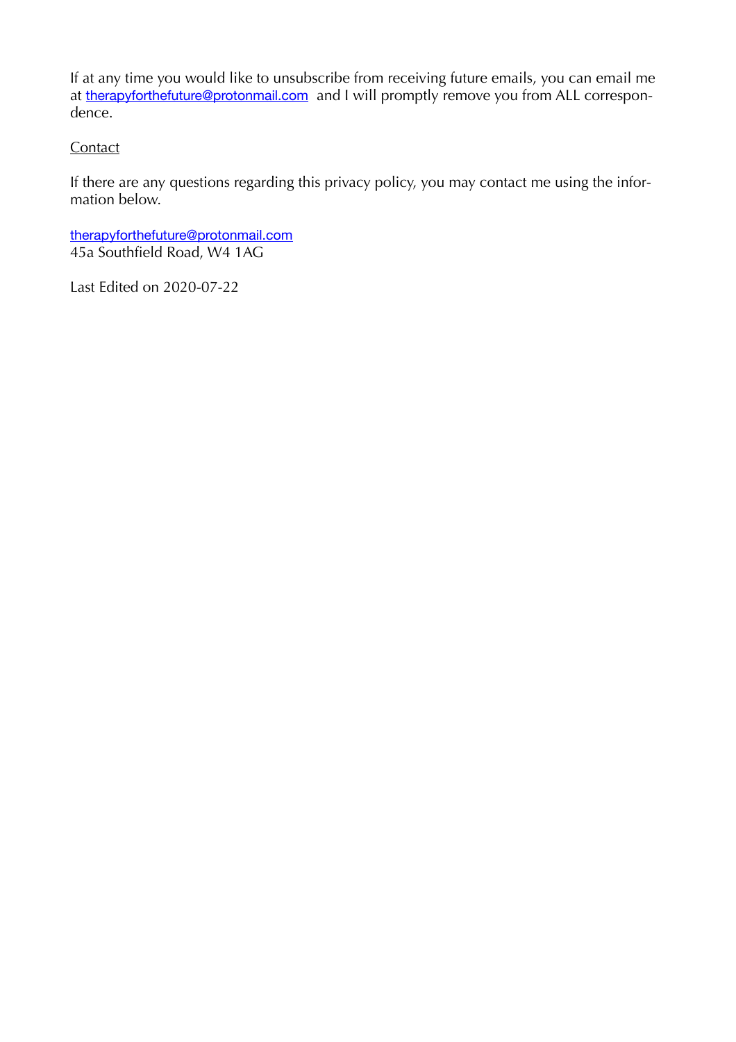If at any time you would like to unsubscribe from receiving future emails, you can email me at therapyforthefuture@protonmail.com and I will promptly remove you from ALL correspondence.

Contact

If there are any questions regarding this privacy policy, you may contact me using the information below.

therapyforthefuture@protonmail.com
45a Southfield Road, W4 1AG

Last Edited on 2020-07-22